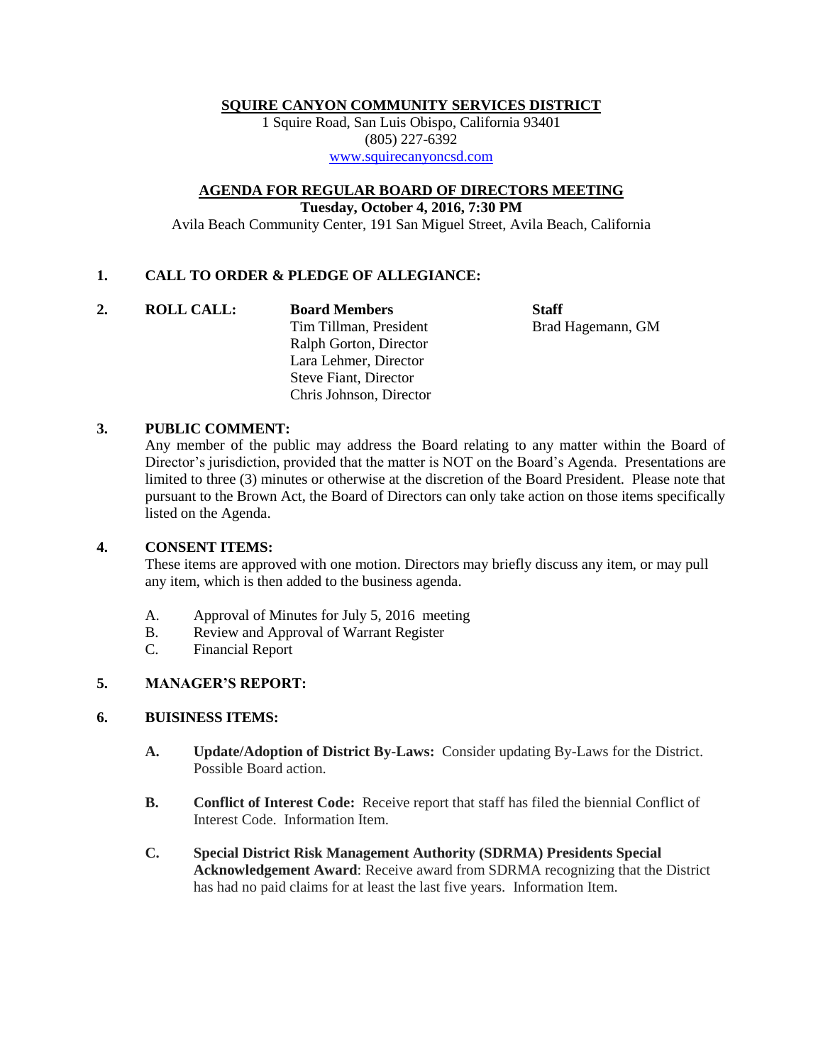# SQUIRE CANYON COMMUNITY SERVICES DISTRICT

1 Squire Road, San Luis Obispo, California 93401
(805) 227-6392
www.squirecanyoncsd.com

## AGENDA FOR REGULAR BOARD OF DIRECTORS MEETING

**Tuesday, October 4, 2016, 7:30 PM**

Avila Beach Community Center, 191 San Miguel Street, Avila Beach, California

**1. CALL TO ORDER & PLEDGE OF ALLEGIANCE:**

**2. ROLL CALL:**

| Board Members | Staff |
|---|---|
| Tim Tillman, President | Brad Hagemann, GM |
| Ralph Gorton, Director | |
| Lara Lehmer, Director | |
| Steve Fiant, Director | |
| Chris Johnson, Director | |

**3. PUBLIC COMMENT:**

Any member of the public may address the Board relating to any matter within the Board of Director's jurisdiction, provided that the matter is NOT on the Board's Agenda. Presentations are limited to three (3) minutes or otherwise at the discretion of the Board President. Please note that pursuant to the Brown Act, the Board of Directors can only take action on those items specifically listed on the Agenda.

**4. CONSENT ITEMS:**

These items are approved with one motion. Directors may briefly discuss any item, or may pull any item, which is then added to the business agenda.

A. Approval of Minutes for July 5, 2016 meeting
B. Review and Approval of Warrant Register
C. Financial Report

**5. MANAGER'S REPORT:**

**6. BUISINESS ITEMS:**

**A. Update/Adoption of District By-Laws:** Consider updating By-Laws for the District. Possible Board action.

**B. Conflict of Interest Code:** Receive report that staff has filed the biennial Conflict of Interest Code. Information Item.

**C. Special District Risk Management Authority (SDRMA) Presidents Special Acknowledgement Award**: Receive award from SDRMA recognizing that the District has had no paid claims for at least the last five years. Information Item.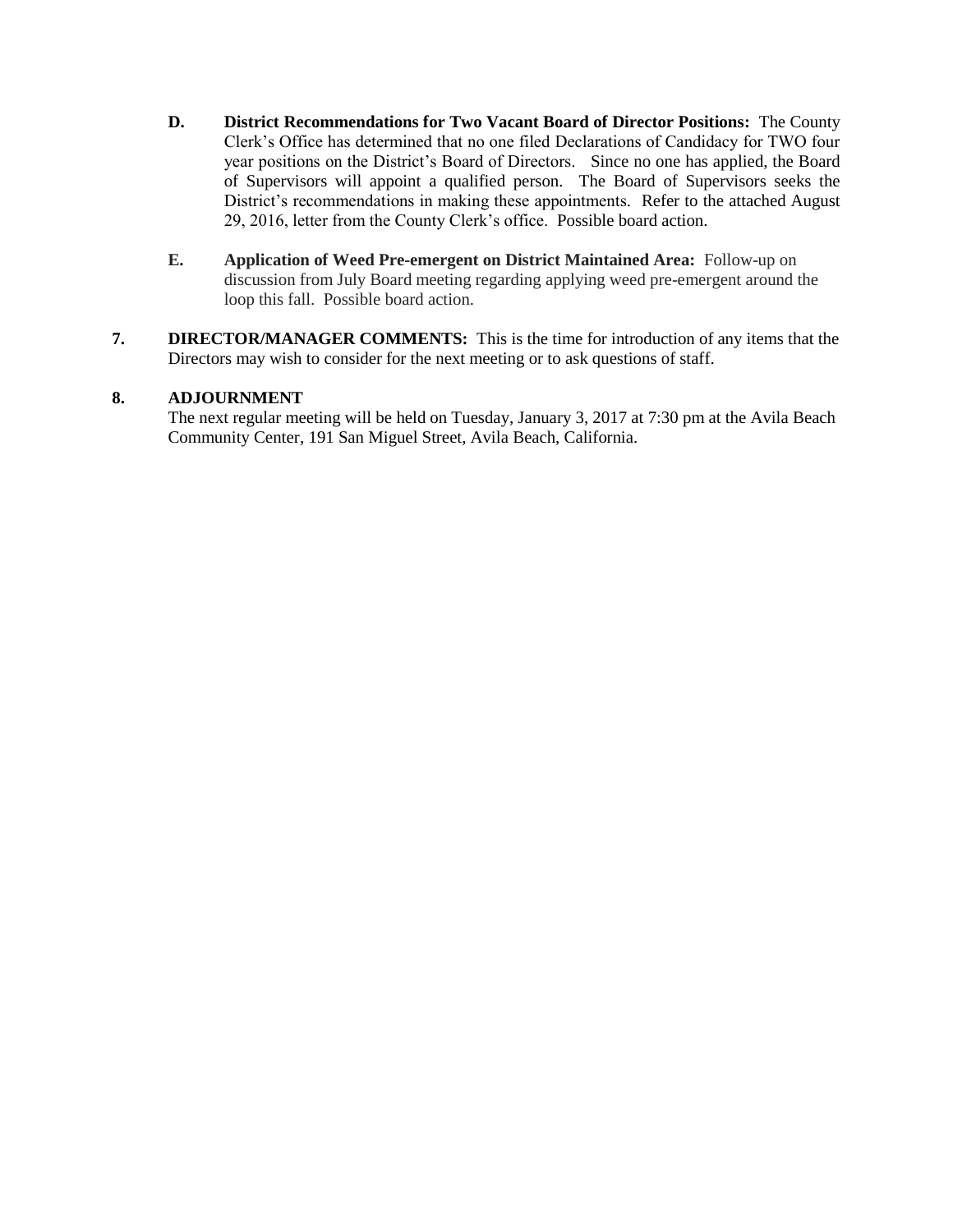**D.** **District Recommendations for Two Vacant Board of Director Positions:** The County Clerk's Office has determined that no one filed Declarations of Candidacy for TWO four year positions on the District's Board of Directors. Since no one has applied, the Board of Supervisors will appoint a qualified person. The Board of Supervisors seeks the District's recommendations in making these appointments. Refer to the attached August 29, 2016, letter from the County Clerk's office. Possible board action.

**E.** **Application of Weed Pre-emergent on District Maintained Area:** Follow-up on discussion from July Board meeting regarding applying weed pre-emergent around the loop this fall. Possible board action.

**7.** **DIRECTOR/MANAGER COMMENTS:** This is the time for introduction of any items that the Directors may wish to consider for the next meeting or to ask questions of staff.

**8.** **ADJOURNMENT**

The next regular meeting will be held on Tuesday, January 3, 2017 at 7:30 pm at the Avila Beach Community Center, 191 San Miguel Street, Avila Beach, California.